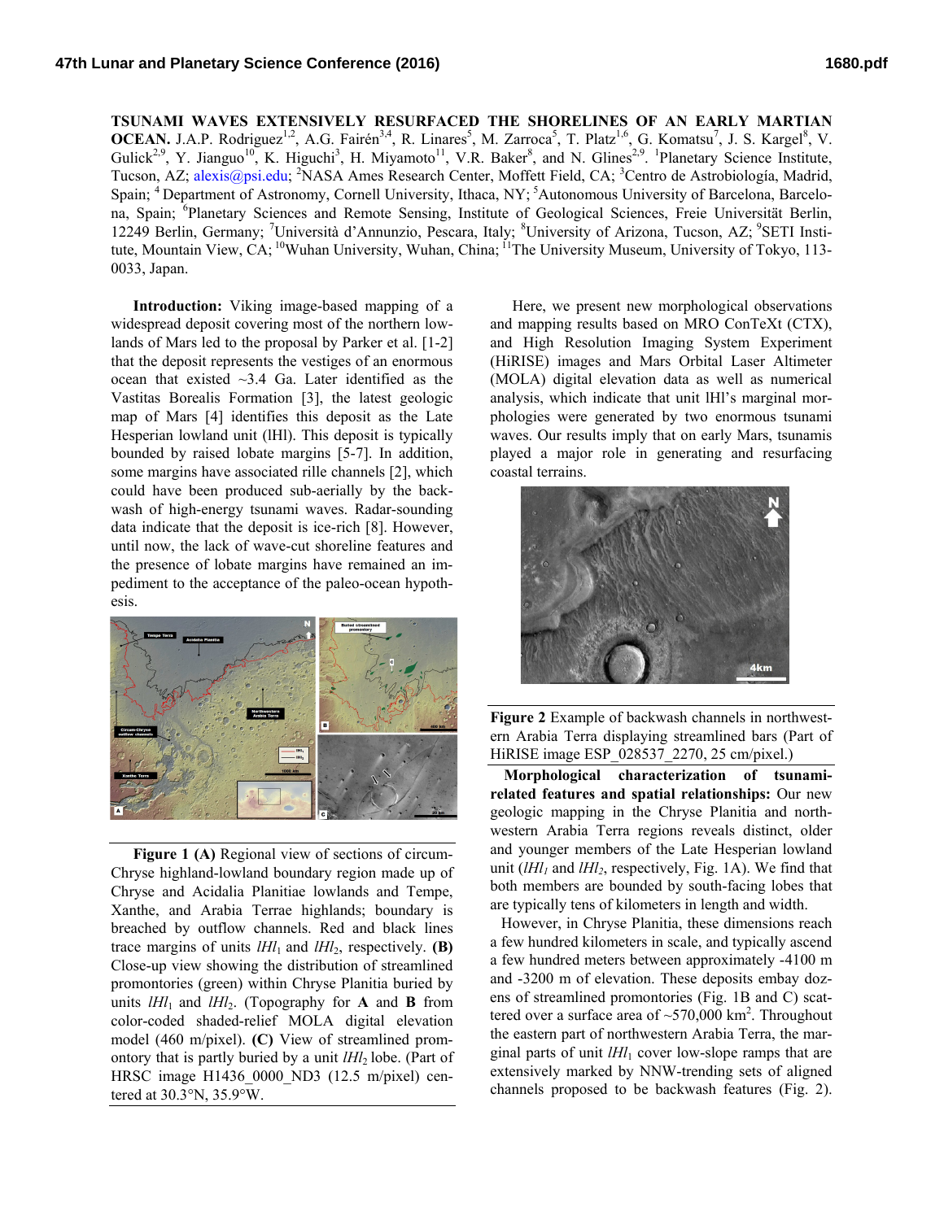**TSUNAMI WAVES EXTENSIVELY RESURFACED THE SHORELINES OF AN EARLY MARTIAN OCEAN.** J.A.P. Rodriguez[1,2], A.G. Fairén[3,4], R. Linares[5], M. Zarroca[5], T. Platz[1,6], G. Komatsu[7], J. S. Kargel[8], V. Gulick[2,9], Y. Jianguo[10], K. Higuchi[3], H. Miyamoto[11], V.R. Baker[8], and N. Glines[2,9]. [1]Planetary Science Institute, Tucson, AZ; alexis@psi.edu; [2]NASA Ames Research Center, Moffett Field, CA; [3]Centro de Astrobiología, Madrid, Spain; [4] Department of Astronomy, Cornell University, Ithaca, NY; [5]Autonomous University of Barcelona, Barcelona, Spain; [6]Planetary Sciences and Remote Sensing, Institute of Geological Sciences, Freie Universität Berlin, 12249 Berlin, Germany; [7]Università d'Annunzio, Pescara, Italy; [8]University of Arizona, Tucson, AZ; [9]SETI Institute, Mountain View, CA; [10]Wuhan University, Wuhan, China; [11]The University Museum, University of Tokyo, 113-0033, Japan.

**Introduction:** Viking image-based mapping of a widespread deposit covering most of the northern lowlands of Mars led to the proposal by Parker et al. [1-2] that the deposit represents the vestiges of an enormous ocean that existed ~3.4 Ga. Later identified as the Vastitas Borealis Formation [3], the latest geologic map of Mars [4] identifies this deposit as the Late Hesperian lowland unit (lHl). This deposit is typically bounded by raised lobate margins [5-7]. In addition, some margins have associated rille channels [2], which could have been produced sub-aerially by the backwash of high-energy tsunami waves. Radar-sounding data indicate that the deposit is ice-rich [8]. However, until now, the lack of wave-cut shoreline features and the presence of lobate margins have remained an impediment to the acceptance of the paleo-ocean hypothesis.

**Figure 1 (A)** Regional view of sections of circum-Chryse highland-lowland boundary region made up of Chryse and Acidalia Planitiae lowlands and Tempe, Xanthe, and Arabia Terrae highlands; boundary is breached by outflow channels. Red and black lines trace margins of units *lHl*$_1$ and *lHl*$_2$, respectively. **(B)** Close-up view showing the distribution of streamlined promontories (green) within Chryse Planitia buried by units *lHl*$_1$ and *lHl*$_2$. (Topography for **A** and **B** from color-coded shaded-relief MOLA digital elevation model (460 m/pixel). **(C)** View of streamlined promontory that is partly buried by a unit *lHl*$_2$ lobe. (Part of HRSC image H1436_0000_ND3 (12.5 m/pixel) centered at 30.3°N, 35.9°W.

Here, we present new morphological observations and mapping results based on MRO ConTeXt (CTX), and High Resolution Imaging System Experiment (HiRISE) images and Mars Orbital Laser Altimeter (MOLA) digital elevation data as well as numerical analysis, which indicate that unit lHl's marginal morphologies were generated by two enormous tsunami waves. Our results imply that on early Mars, tsunamis played a major role in generating and resurfacing coastal terrains.

**Figure 2** Example of backwash channels in northwestern Arabia Terra displaying streamlined bars (Part of HiRISE image ESP_028537_2270, 25 cm/pixel.)

**Morphological characterization of tsunami-related features and spatial relationships:** Our new geologic mapping in the Chryse Planitia and northwestern Arabia Terra regions reveals distinct, older and younger members of the Late Hesperian lowland unit (*lHl*$_1$ and *lHl*$_2$, respectively, Fig. 1A). We find that both members are bounded by south-facing lobes that are typically tens of kilometers in length and width.

However, in Chryse Planitia, these dimensions reach a few hundred kilometers in scale, and typically ascend a few hundred meters between approximately -4100 m and -3200 m of elevation. These deposits embay dozens of streamlined promontories (Fig. 1B and C) scattered over a surface area of ~570,000 km$^2$. Throughout the eastern part of northwestern Arabia Terra, the marginal parts of unit *lHl*$_1$ cover low-slope ramps that are extensively marked by NNW-trending sets of aligned channels proposed to be backwash features (Fig. 2).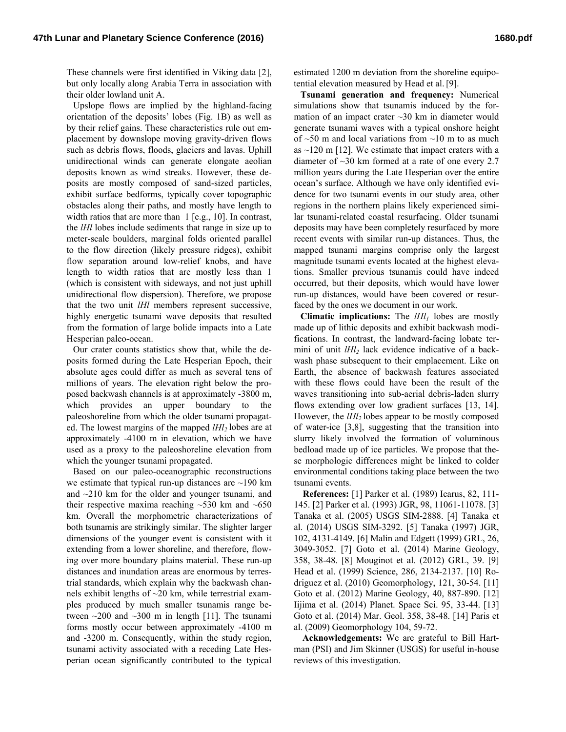These channels were first identified in Viking data [2], but only locally along Arabia Terra in association with their older lowland unit A.

Upslope flows are implied by the highland-facing orientation of the deposits' lobes (Fig. 1B) as well as by their relief gains. These characteristics rule out emplacement by downslope moving gravity-driven flows such as debris flows, floods, glaciers and lavas. Uphill unidirectional winds can generate elongate aeolian deposits known as wind streaks. However, these deposits are mostly composed of sand-sized particles, exhibit surface bedforms, typically cover topographic obstacles along their paths, and mostly have length to width ratios that are more than 1 [e.g., 10]. In contrast, the *lHl* lobes include sediments that range in size up to meter-scale boulders, marginal folds oriented parallel to the flow direction (likely pressure ridges), exhibit flow separation around low-relief knobs, and have length to width ratios that are mostly less than 1 (which is consistent with sideways, and not just uphill unidirectional flow dispersion). Therefore, we propose that the two unit *lHl* members represent successive, highly energetic tsunami wave deposits that resulted from the formation of large bolide impacts into a Late Hesperian paleo-ocean.

Our crater counts statistics show that, while the deposits formed during the Late Hesperian Epoch, their absolute ages could differ as much as several tens of millions of years. The elevation right below the proposed backwash channels is at approximately -3800 m, which provides an upper boundary to the paleoshoreline from which the older tsunami propagated. The lowest margins of the mapped $lHl_2$ lobes are at approximately -4100 m in elevation, which we have used as a proxy to the paleoshoreline elevation from which the younger tsunami propagated.

Based on our paleo-oceanographic reconstructions we estimate that typical run-up distances are ~190 km and ~210 km for the older and younger tsunami, and their respective maxima reaching ~530 km and ~650 km. Overall the morphometric characterizations of both tsunamis are strikingly similar. The slighter larger dimensions of the younger event is consistent with it extending from a lower shoreline, and therefore, flowing over more boundary plains material. These run-up distances and inundation areas are enormous by terrestrial standards, which explain why the backwash channels exhibit lengths of ~20 km, while terrestrial examples produced by much smaller tsunamis range between ~200 and ~300 m in length [11]. The tsunami forms mostly occur between approximately -4100 m and -3200 m. Consequently, within the study region, tsunami activity associated with a receding Late Hesperian ocean significantly contributed to the typical estimated 1200 m deviation from the shoreline equipotential elevation measured by Head et al. [9].

**Tsunami generation and frequency:** Numerical simulations show that tsunamis induced by the formation of an impact crater ~30 km in diameter would generate tsunami waves with a typical onshore height of ~50 m and local variations from ~10 m to as much as ~120 m [12]. We estimate that impact craters with a diameter of ~30 km formed at a rate of one every 2.7 million years during the Late Hesperian over the entire ocean's surface. Although we have only identified evidence for two tsunami events in our study area, other regions in the northern plains likely experienced similar tsunami-related coastal resurfacing. Older tsunami deposits may have been completely resurfaced by more recent events with similar run-up distances. Thus, the mapped tsunami margins comprise only the largest magnitude tsunami events located at the highest elevations. Smaller previous tsunamis could have indeed occurred, but their deposits, which would have lower run-up distances, would have been covered or resurfaced by the ones we document in our work.

**Climatic implications:** The $lHl_1$ lobes are mostly made up of lithic deposits and exhibit backwash modifications. In contrast, the landward-facing lobate termini of unit $lHl_2$ lack evidence indicative of a backwash phase subsequent to their emplacement. Like on Earth, the absence of backwash features associated with these flows could have been the result of the waves transitioning into sub-aerial debris-laden slurry flows extending over low gradient surfaces [13, 14]. However, the $lHl_2$ lobes appear to be mostly composed of water-ice [3,8], suggesting that the transition into slurry likely involved the formation of voluminous bedload made up of ice particles. We propose that these morphologic differences might be linked to colder environmental conditions taking place between the two tsunami events.

**References:** [1] Parker et al. (1989) Icarus, 82, 111-145. [2] Parker et al. (1993) JGR, 98, 11061-11078. [3] Tanaka et al. (2005) USGS SIM-2888. [4] Tanaka et al. (2014) USGS SIM-3292. [5] Tanaka (1997) JGR, 102, 4131-4149. [6] Malin and Edgett (1999) GRL, 26, 3049-3052. [7] Goto et al. (2014) Marine Geology, 358, 38-48. [8] Mouginot et al. (2012) GRL, 39. [9] Head et al. (1999) Science, 286, 2134-2137. [10] Rodriguez et al. (2010) Geomorphology, 121, 30-54. [11] Goto et al. (2012) Marine Geology, 40, 887-890. [12] Iijima et al. (2014) Planet. Space Sci. 95, 33-44. [13] Goto et al. (2014) Mar. Geol. 358, 38-48. [14] Paris et al. (2009) Geomorphology 104, 59-72.

**Acknowledgements:** We are grateful to Bill Hartman (PSI) and Jim Skinner (USGS) for useful in-house reviews of this investigation.